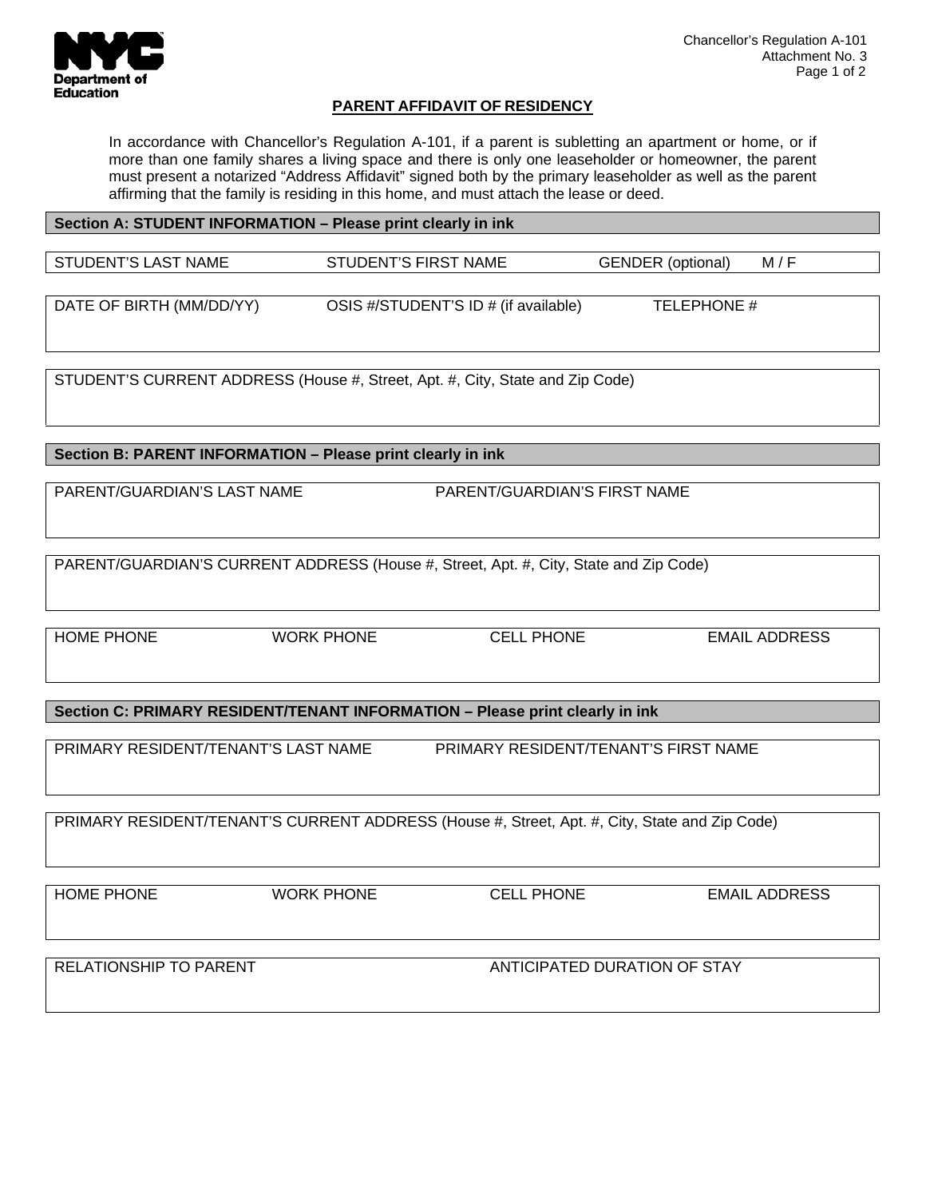Department of Education

Chancellor's Regulation A-101
Attachment No. 3

## PARENT AFFIDAVIT OF RESIDENCY

In accordance with Chancellor's Regulation A-101, if a parent is subletting an apartment or home, or if more than one family shares a living space and there is only one leaseholder or homeowner, the parent must present a notarized "Address Affidavit" signed both by the primary leaseholder as well as the parent affirming that the family is residing in this home, and must attach the lease or deed.

### Section A: STUDENT INFORMATION – Please print clearly in ink

| STUDENT'S LAST NAME | STUDENT'S FIRST NAME | GENDER (optional) M / F |
|---|---|---|

| DATE OF BIRTH (MM/DD/YY) | OSIS #/STUDENT'S ID # (if available) | TELEPHONE # |
|---|---|---|
| | | |

| STUDENT'S CURRENT ADDRESS (House #, Street, Apt. #, City, State and Zip Code) |
|---|
| |

### Section B: PARENT INFORMATION – Please print clearly in ink

| PARENT/GUARDIAN'S LAST NAME | PARENT/GUARDIAN'S FIRST NAME |
|---|---|
| | |

| PARENT/GUARDIAN'S CURRENT ADDRESS (House #, Street, Apt. #, City, State and Zip Code) |
|---|
| |

| HOME PHONE | WORK PHONE | CELL PHONE | EMAIL ADDRESS |
|---|---|---|---|
| | | | |

### Section C: PRIMARY RESIDENT/TENANT INFORMATION – Please print clearly in ink

| PRIMARY RESIDENT/TENANT'S LAST NAME | PRIMARY RESIDENT/TENANT'S FIRST NAME |
|---|---|
| | |

| PRIMARY RESIDENT/TENANT'S CURRENT ADDRESS (House #, Street, Apt. #, City, State and Zip Code) |
|---|
| |

| HOME PHONE | WORK PHONE | CELL PHONE | EMAIL ADDRESS |
|---|---|---|---|
| | | | |

| RELATIONSHIP TO PARENT | ANTICIPATED DURATION OF STAY |
|---|---|
| | |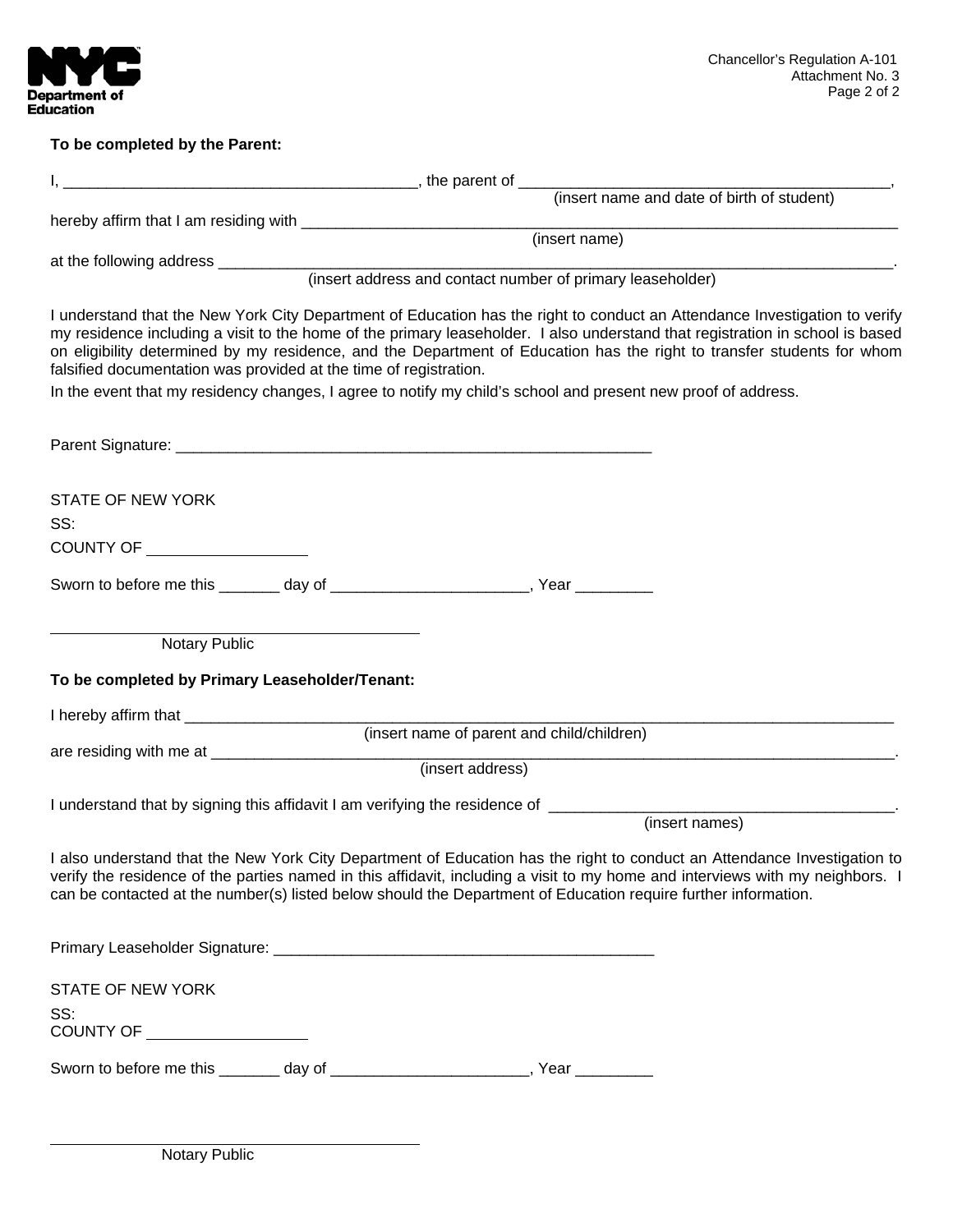**To be completed by the Parent:**

I, ________________________________________, the parent of __________________________________________,
(insert name and date of birth of student)

hereby affirm that I am residing with ______________________________________________________________________
(insert name)

at the following address ______________________________________________________________________________.
(insert address and contact number of primary leaseholder)

I understand that the New York City Department of Education has the right to conduct an Attendance Investigation to verify my residence including a visit to the home of the primary leaseholder. I also understand that registration in school is based on eligibility determined by my residence, and the Department of Education has the right to transfer students for whom falsified documentation was provided at the time of registration.

In the event that my residency changes, I agree to notify my child's school and present new proof of address.

Parent Signature: _______________________________________________________

STATE OF NEW YORK

SS:

COUNTY OF ___________________

Sworn to before me this _______ day of ______________________, Year _________

_________________________________________
Notary Public

**To be completed by Primary Leaseholder/Tenant:**

I hereby affirm that _________________________________________________________________________________
(insert name of parent and child/children)

are residing with me at _______________________________________________________________________________.
(insert address)

I understand that by signing this affidavit I am verifying the residence of ________________________________________.
(insert names)

I also understand that the New York City Department of Education has the right to conduct an Attendance Investigation to verify the residence of the parties named in this affidavit, including a visit to my home and interviews with my neighbors. I can be contacted at the number(s) listed below should the Department of Education require further information.

Primary Leaseholder Signature: ____________________________________________

STATE OF NEW YORK

SS:

COUNTY OF ___________________

Sworn to before me this _______ day of ______________________, Year _________

_________________________________________
Notary Public